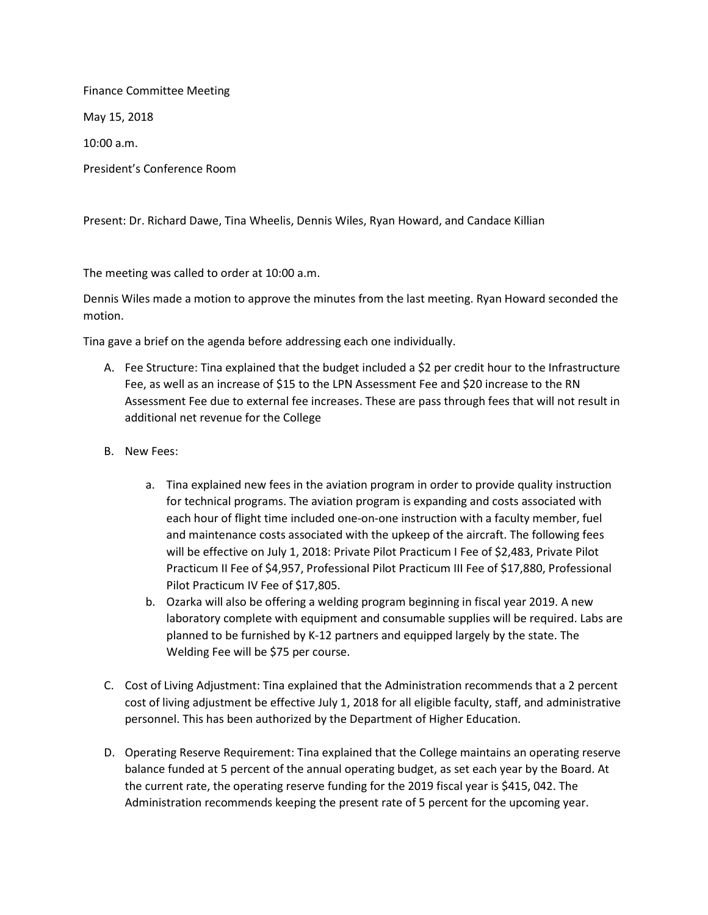Finance Committee Meeting

May 15, 2018

10:00 a.m.

President's Conference Room

Present: Dr. Richard Dawe, Tina Wheelis, Dennis Wiles, Ryan Howard, and Candace Killian

The meeting was called to order at 10:00 a.m.

Dennis Wiles made a motion to approve the minutes from the last meeting. Ryan Howard seconded the motion.

Tina gave a brief on the agenda before addressing each one individually.

A. Fee Structure: Tina explained that the budget included a $2 per credit hour to the Infrastructure Fee, as well as an increase of $15 to the LPN Assessment Fee and $20 increase to the RN Assessment Fee due to external fee increases. These are pass through fees that will not result in additional net revenue for the College

B. New Fees:

   a. Tina explained new fees in the aviation program in order to provide quality instruction for technical programs. The aviation program is expanding and costs associated with each hour of flight time included one-on-one instruction with a faculty member, fuel and maintenance costs associated with the upkeep of the aircraft. The following fees will be effective on July 1, 2018: Private Pilot Practicum I Fee of $2,483, Private Pilot Practicum II Fee of $4,957, Professional Pilot Practicum III Fee of $17,880, Professional Pilot Practicum IV Fee of $17,805.
   b. Ozarka will also be offering a welding program beginning in fiscal year 2019. A new laboratory complete with equipment and consumable supplies will be required. Labs are planned to be furnished by K-12 partners and equipped largely by the state. The Welding Fee will be $75 per course.

C. Cost of Living Adjustment: Tina explained that the Administration recommends that a 2 percent cost of living adjustment be effective July 1, 2018 for all eligible faculty, staff, and administrative personnel. This has been authorized by the Department of Higher Education.

D. Operating Reserve Requirement: Tina explained that the College maintains an operating reserve balance funded at 5 percent of the annual operating budget, as set each year by the Board. At the current rate, the operating reserve funding for the 2019 fiscal year is $415, 042. The Administration recommends keeping the present rate of 5 percent for the upcoming year.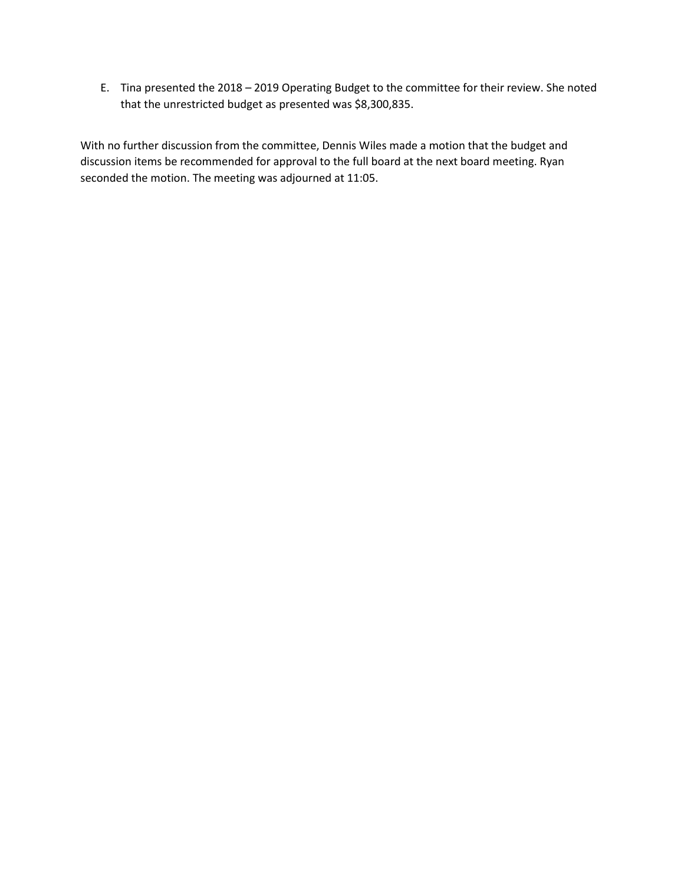E. Tina presented the 2018 – 2019 Operating Budget to the committee for their review. She noted that the unrestricted budget as presented was $8,300,835.

With no further discussion from the committee, Dennis Wiles made a motion that the budget and discussion items be recommended for approval to the full board at the next board meeting. Ryan seconded the motion. The meeting was adjourned at 11:05.